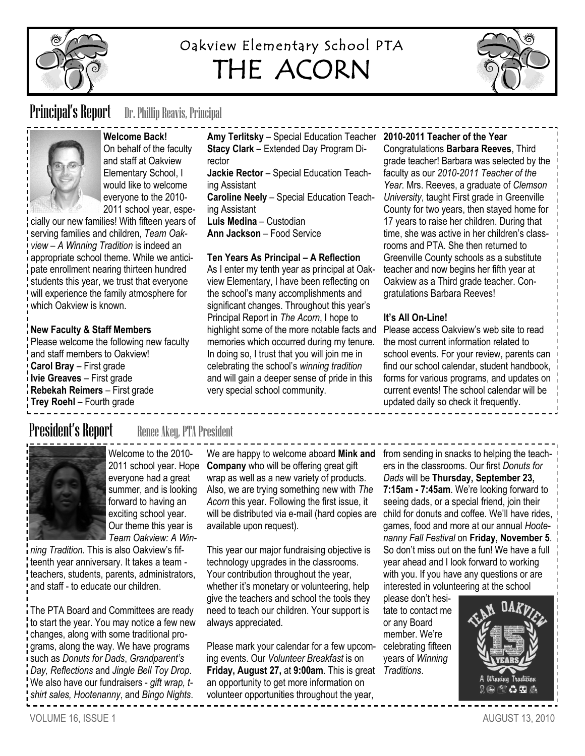# Oakview Elementary School PTA
# THE ACORN

## Principal's Report
Dr. Phillip Reavis, Principal

**Welcome Back!**
On behalf of the faculty and staff at Oakview Elementary School, I would like to welcome everyone to the 2010-2011 school year, especially our new families! With fifteen years of serving families and children, *Team Oakview – A Winning Tradition* is indeed an appropriate school theme. While we anticipate enrollment nearing thirteen hundred students this year, we trust that everyone will experience the family atmosphere for which Oakview is known.

**New Faculty & Staff Members**
Please welcome the following new faculty and staff members to Oakview!
**Carol Bray** – First grade
**Ivie Greaves** – First grade
**Rebekah Reimers** – First grade
**Trey Roehl** – Fourth grade
**Amy Terlitsky** – Special Education Teacher
**Stacy Clark** – Extended Day Program Director
**Jackie Rector** – Special Education Teaching Assistant
**Caroline Neely** – Special Education Teaching Assistant
**Luis Medina** – Custodian
**Ann Jackson** – Food Service

**Ten Years As Principal – A Reflection**
As I enter my tenth year as principal at Oakview Elementary, I have been reflecting on the school's many accomplishments and significant changes. Throughout this year's Principal Report in *The Acorn*, I hope to highlight some of the more notable facts and memories which occurred during my tenure. In doing so, I trust that you will join me in celebrating the school's *winning tradition* and will gain a deeper sense of pride in this very special school community.

**2010-2011 Teacher of the Year**
Congratulations **Barbara Reeves**, Third grade teacher! Barbara was selected by the faculty as our *2010-2011 Teacher of the Year*. Mrs. Reeves, a graduate of *Clemson University*, taught First grade in Greenville County for two years, then stayed home for 17 years to raise her children. During that time, she was active in her children's classrooms and PTA. She then returned to Greenville County schools as a substitute teacher and now begins her fifth year at Oakview as a Third grade teacher. Congratulations Barbara Reeves!

**It's All On-Line!**
Please access Oakview's web site to read the most current information related to school events. For your review, parents can find our school calendar, student handbook, forms for various programs, and updates on current events! The school calendar will be updated daily so check it frequently.

## President's Report
Renee Akey, PTA President

Welcome to the 2010-2011 school year. Hope everyone had a great summer, and is looking forward to having an exciting school year. Our theme this year is *Team Oakview: A Winning Tradition.* This is also Oakview's fifteenth year anniversary. It takes a team - teachers, students, parents, administrators, and staff - to educate our children.

The PTA Board and Committees are ready to start the year. You may notice a few new changes, along with some traditional programs, along the way. We have programs such as *Donuts for Dads*, *Grandparent's Day, Reflections* and *Jingle Bell Toy Drop*. We also have our fundraisers - *gift wrap, t-shirt sales, Hootenanny*, and *Bingo Nights*. We are happy to welcome aboard **Mink and Company** who will be offering great gift wrap as well as a new variety of products. Also, we are trying something new with *The Acorn* this year. Following the first issue, it will be distributed via e-mail (hard copies are available upon request).

This year our major fundraising objective is technology upgrades in the classrooms. Your contribution throughout the year, whether it's monetary or volunteering, help give the teachers and school the tools they need to teach our children. Your support is always appreciated.

Please mark your calendar for a few upcoming events. Our *Volunteer Breakfast* is on **Friday, August 27,** at **9:00am**. This is great an opportunity to get more information on volunteer opportunities throughout the year, from sending in snacks to helping the teachers in the classrooms. Our first *Donuts for Dads* will be **Thursday, September 23, 7:15am - 7:45am**. We're looking forward to seeing dads, or a special friend, join their child for donuts and coffee. We'll have rides, games, food and more at our annual *Hootenanny Fall Festival* on **Friday, November 5**. So don't miss out on the fun! We have a full year ahead and I look forward to working with you. If you have any questions or are interested in volunteering at the school please don't hesitate to contact me or any Board member. We're celebrating fifteen years of *Winning Traditions*.

VOLUME 16, ISSUE 1 — AUGUST 13, 2010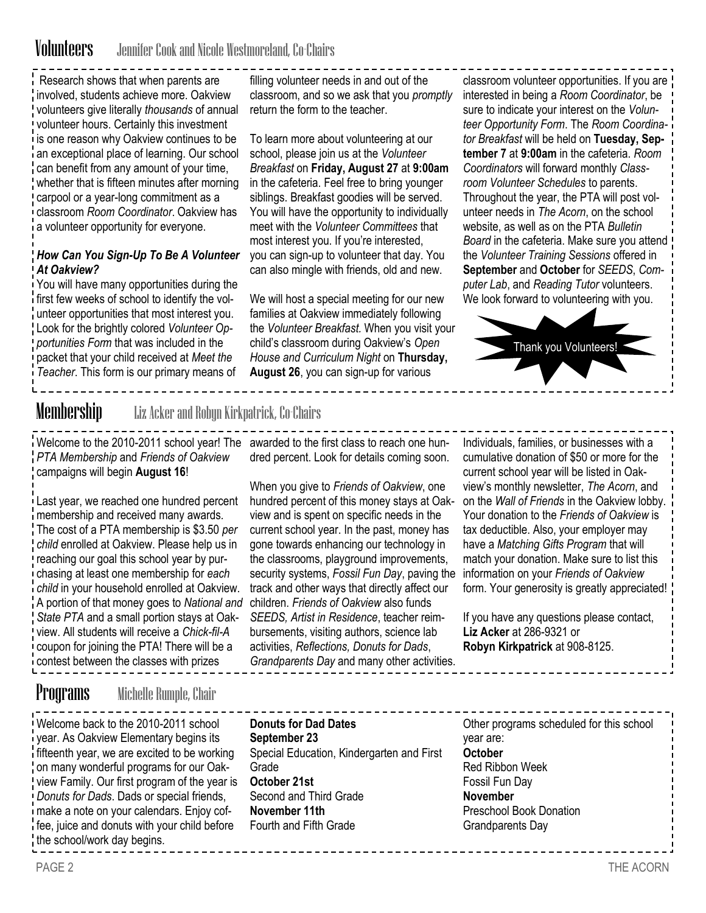## Volunteers Jennifer Cook and Nicole Westmoreland, Co-Chairs

Research shows that when parents are involved, students achieve more. Oakview volunteers give literally *thousands* of annual volunteer hours. Certainly this investment is one reason why Oakview continues to be an exceptional place of learning. Our school can benefit from any amount of your time, whether that is fifteen minutes after morning carpool or a year-long commitment as a classroom *Room Coordinator*. Oakview has a volunteer opportunity for everyone.

***How Can You Sign-Up To Be A Volunteer At Oakview?***

You will have many opportunities during the first few weeks of school to identify the volunteer opportunities that most interest you. Look for the brightly colored *Volunteer Opportunities Form* that was included in the packet that your child received at *Meet the Teacher*. This form is our primary means of filling volunteer needs in and out of the classroom, and so we ask that you *promptly* return the form to the teacher.

To learn more about volunteering at our school, please join us at the *Volunteer Breakfast* on **Friday, August 27** at **9:00am** in the cafeteria. Feel free to bring younger siblings. Breakfast goodies will be served. You will have the opportunity to individually meet with the *Volunteer Committees* that most interest you. If you're interested, you can sign-up to volunteer that day. You can also mingle with friends, old and new.

We will host a special meeting for our new families at Oakview immediately following the *Volunteer Breakfast.* When you visit your child's classroom during Oakview's *Open House and Curriculum Night* on **Thursday, August 26**, you can sign-up for various classroom volunteer opportunities. If you are interested in being a *Room Coordinator*, be sure to indicate your interest on the *Volunteer Opportunity Form*. The *Room Coordinator Breakfast* will be held on **Tuesday, September 7** at **9:00am** in the cafeteria. *Room Coordinators* will forward monthly *Classroom Volunteer Schedules* to parents. Throughout the year, the PTA will post volunteer needs in *The Acorn*, on the school website, as well as on the PTA *Bulletin Board* in the cafeteria. Make sure you attend the *Volunteer Training Sessions* offered in **September** and **October** for *SEEDS*, *Computer Lab*, and *Reading Tutor* volunteers. We look forward to volunteering with you.

Thank you Volunteers!

## Membership Liz Acker and Robyn Kirkpatrick, Co-Chairs

Welcome to the 2010-2011 school year! The *PTA Membership* and *Friends of Oakview* campaigns will begin **August 16**!

Last year, we reached one hundred percent membership and received many awards. The cost of a PTA membership is $3.50 *per child* enrolled at Oakview. Please help us in reaching our goal this school year by purchasing at least one membership for *each child* in your household enrolled at Oakview. A portion of that money goes to *National and State PTA* and a small portion stays at Oakview. All students will receive a *Chick-fil-A* coupon for joining the PTA! There will be a contest between the classes with prizes awarded to the first class to reach one hundred percent. Look for details coming soon.

When you give to *Friends of Oakview*, one hundred percent of this money stays at Oakview and is spent on specific needs in the current school year. In the past, money has gone towards enhancing our technology in the classrooms, playground improvements, security systems, *Fossil Fun Day*, paving the track and other ways that directly affect our children. *Friends of Oakview* also funds *SEEDS, Artist in Residence*, teacher reimbursements, visiting authors, science lab activities, *Reflections, Donuts for Dads*, *Grandparents Day* and many other activities. Individuals, families, or businesses with a cumulative donation of $50 or more for the current school year will be listed in Oakview's monthly newsletter, *The Acorn*, and on the *Wall of Friends* in the Oakview lobby. Your donation to the *Friends of Oakview* is tax deductible. Also, your employer may have a *Matching Gifts Program* that will match your donation. Make sure to list this information on your *Friends of Oakview* form. Your generosity is greatly appreciated!

If you have any questions please contact, **Liz Acker** at 286-9321 or **Robyn Kirkpatrick** at 908-8125.

## Programs Michelle Rumple, Chair

Welcome back to the 2010-2011 school year. As Oakview Elementary begins its fifteenth year, we are excited to be working on many wonderful programs for our Oakview Family. Our first program of the year is *Donuts for Dads*. Dads or special friends, make a note on your calendars. Enjoy coffee, juice and donuts with your child before the school/work day begins.

**Donuts for Dad Dates**
**September 23**
Special Education, Kindergarten and First Grade
**October 21st**
Second and Third Grade
**November 11th**
Fourth and Fifth Grade

Other programs scheduled for this school year are:
**October**
Red Ribbon Week
Fossil Fun Day
**November**
Preschool Book Donation
Grandparents Day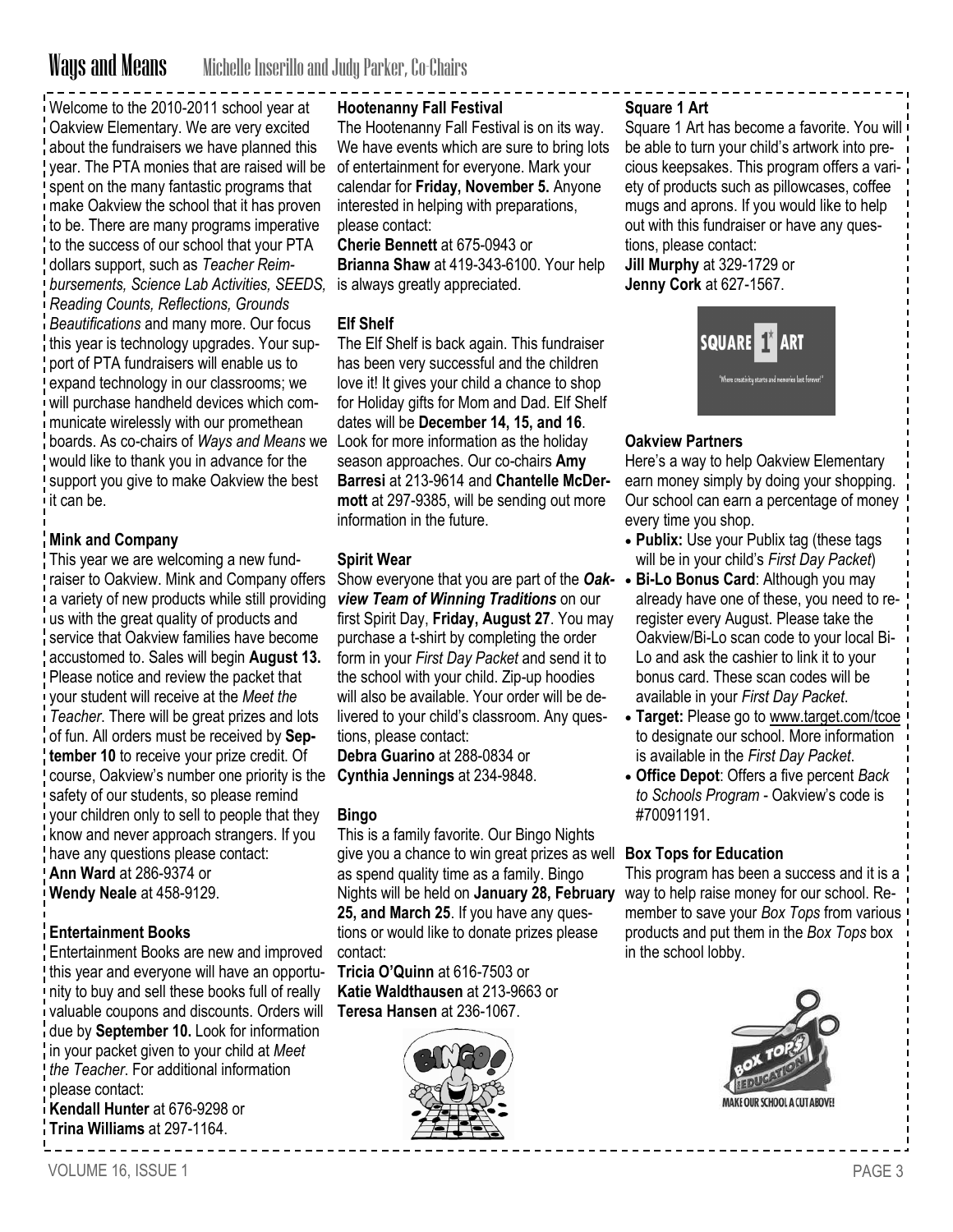## Ways and Means

Michelle Inserillo and Judy Parker, Co-Chairs

Welcome to the 2010-2011 school year at Oakview Elementary. We are very excited about the fundraisers we have planned this year. The PTA monies that are raised will be spent on the many fantastic programs that make Oakview the school that it has proven to be. There are many programs imperative to the success of our school that your PTA dollars support, such as *Teacher Reimbursements, Science Lab Activities, SEEDS, Reading Counts, Reflections, Grounds Beautifications* and many more. Our focus this year is technology upgrades. Your support of PTA fundraisers will enable us to expand technology in our classrooms; we will purchase handheld devices which communicate wirelessly with our promethean boards. As co-chairs of *Ways and Means* we would like to thank you in advance for the support you give to make Oakview the best it can be.

### Mink and Company

This year we are welcoming a new fundraiser to Oakview. Mink and Company offers a variety of new products while still providing us with the great quality of products and service that Oakview families have become accustomed to. Sales will begin **August 13.** Please notice and review the packet that your student will receive at the *Meet the Teacher*. There will be great prizes and lots of fun. All orders must be received by **September 10** to receive your prize credit. Of course, Oakview's number one priority is the safety of our students, so please remind your children only to sell to people that they know and never approach strangers. If you have any questions please contact:
**Ann Ward** at 286-9374 or
**Wendy Neale** at 458-9129.

### Entertainment Books

Entertainment Books are new and improved this year and everyone will have an opportunity to buy and sell these books full of really valuable coupons and discounts. Orders will due by **September 10.** Look for information in your packet given to your child at *Meet the Teacher*. For additional information please contact:
**Kendall Hunter** at 676-9298 or
**Trina Williams** at 297-1164.

### Hootenanny Fall Festival

The Hootenanny Fall Festival is on its way. We have events which are sure to bring lots of entertainment for everyone. Mark your calendar for **Friday, November 5.** Anyone interested in helping with preparations, please contact:
**Cherie Bennett** at 675-0943 or
**Brianna Shaw** at 419-343-6100. Your help is always greatly appreciated.

### Elf Shelf

The Elf Shelf is back again. This fundraiser has been very successful and the children love it! It gives your child a chance to shop for Holiday gifts for Mom and Dad. Elf Shelf dates will be **December 14, 15, and 16**. Look for more information as the holiday season approaches. Our co-chairs **Amy Barresi** at 213-9614 and **Chantelle McDermott** at 297-9385, will be sending out more information in the future.

### Spirit Wear

Show everyone that you are part of the ***Oakview Team of Winning Traditions*** on our first Spirit Day, **Friday, August 27**. You may purchase a t-shirt by completing the order form in your *First Day Packet* and send it to the school with your child. Zip-up hoodies will also be available. Your order will be delivered to your child's classroom. Any questions, please contact:
**Debra Guarino** at 288-0834 or
**Cynthia Jennings** at 234-9848.

### Bingo

This is a family favorite. Our Bingo Nights give you a chance to win great prizes as well as spend quality time as a family. Bingo Nights will be held on **January 28, February 25, and March 25**. If you have any questions or would like to donate prizes please contact:
**Tricia O'Quinn** at 616-7503 or
**Katie Waldthausen** at 213-9663 or
**Teresa Hansen** at 236-1067.

### Square 1 Art

Square 1 Art has become a favorite. You will be able to turn your child's artwork into precious keepsakes. This program offers a variety of products such as pillowcases, coffee mugs and aprons. If you would like to help out with this fundraiser or have any questions, please contact:
**Jill Murphy** at 329-1729 or
**Jenny Cork** at 627-1567.

### Oakview Partners

Here's a way to help Oakview Elementary earn money simply by doing your shopping. Our school can earn a percentage of money every time you shop.

- **Publix:** Use your Publix tag (these tags will be in your child's *First Day Packet*)
- **Bi-Lo Bonus Card**: Although you may already have one of these, you need to re-register every August. Please take the Oakview/Bi-Lo scan code to your local Bi-Lo and ask the cashier to link it to your bonus card. These scan codes will be available in your *First Day Packet*.
- **Target:** Please go to www.target.com/tcoe to designate our school. More information is available in the *First Day Packet*.
- **Office Depot**: Offers a five percent *Back to Schools Program* - Oakview's code is #70091191.

### Box Tops for Education

This program has been a success and it is a way to help raise money for our school. Remember to save your *Box Tops* from various products and put them in the *Box Tops* box in the school lobby.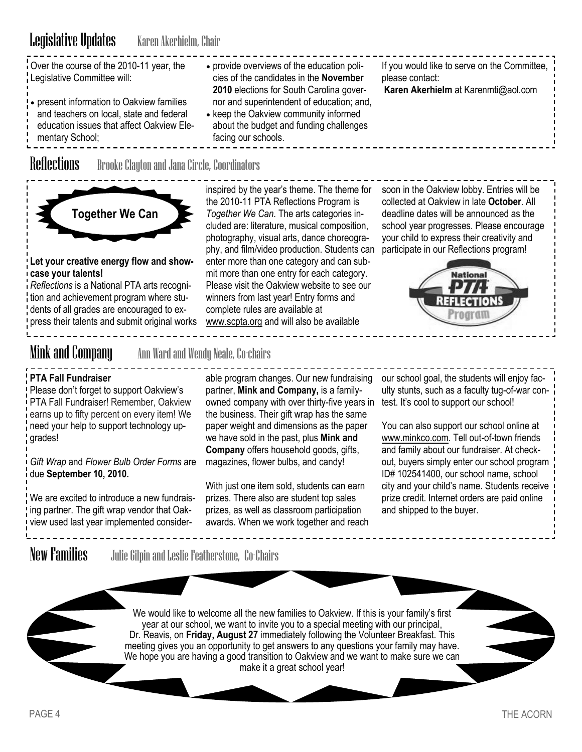## Legislative Updates — Karen Akerhielm, Chair

Over the course of the 2010-11 year, the Legislative Committee will:

- present information to Oakview families and teachers on local, state and federal education issues that affect Oakview Elementary School;
- provide overviews of the education policies of the candidates in the **November 2010** elections for South Carolina governor and superintendent of education; and,
- keep the Oakview community informed about the budget and funding challenges facing our schools.

If you would like to serve on the Committee, please contact:
**Karen Akerhielm** at Karenmti@aol.com

## Reflections — Brooke Clayton and Jana Circle, Coordinators

**Together We Can**

**Let your creative energy flow and showcase your talents!**

*Reflections* is a National PTA arts recognition and achievement program where students of all grades are encouraged to express their talents and submit original works inspired by the year's theme. The theme for the 2010-11 PTA Reflections Program is *Together We Can.* The arts categories included are: literature, musical composition, photography, visual arts, dance choreography, and film/video production. Students can enter more than one category and can submit more than one entry for each category. Please visit the Oakview website to see our winners from last year! Entry forms and complete rules are available at www.scpta.org and will also be available soon in the Oakview lobby. Entries will be collected at Oakview in late **October**. All deadline dates will be announced as the school year progresses. Please encourage your child to express their creativity and participate in our Reflections program!

National PTA Reflections Program

## Mink and Company — Ann Ward and Wendy Neale, Co-chairs

**PTA Fall Fundraiser**

Please don't forget to support Oakview's PTA Fall Fundraiser! Remember, Oakview earns up to fifty percent on every item! We need your help to support technology upgrades!

*Gift Wrap* and *Flower Bulb Order Forms* are due **September 10, 2010.**

We are excited to introduce a new fundraising partner. The gift wrap vendor that Oakview used last year implemented considerable program changes. Our new fundraising partner, **Mink and Company,** is a family-owned company with over thirty-five years in the business. Their gift wrap has the same paper weight and dimensions as the paper we have sold in the past, plus **Mink and Company** offers household goods, gifts, magazines, flower bulbs, and candy!

With just one item sold, students can earn prizes. There also are student top sales prizes, as well as classroom participation awards. When we work together and reach our school goal, the students will enjoy faculty stunts, such as a faculty tug-of-war contest. It's cool to support our school!

You can also support our school online at www.minkco.com. Tell out-of-town friends and family about our fundraiser. At checkout, buyers simply enter our school program ID# 102541400, our school name, school city and your child's name. Students receive prize credit. Internet orders are paid online and shipped to the buyer.

## New Families — Julie Gilpin and Leslie Featherstone, Co-Chairs

We would like to welcome all the new families to Oakview. If this is your family's first year at our school, we want to invite you to a special meeting with our principal, Dr. Reavis, on **Friday, August 27** immediately following the Volunteer Breakfast. This meeting gives you an opportunity to get answers to any questions your family may have. We hope you are having a good transition to Oakview and we want to make sure we can make it a great school year!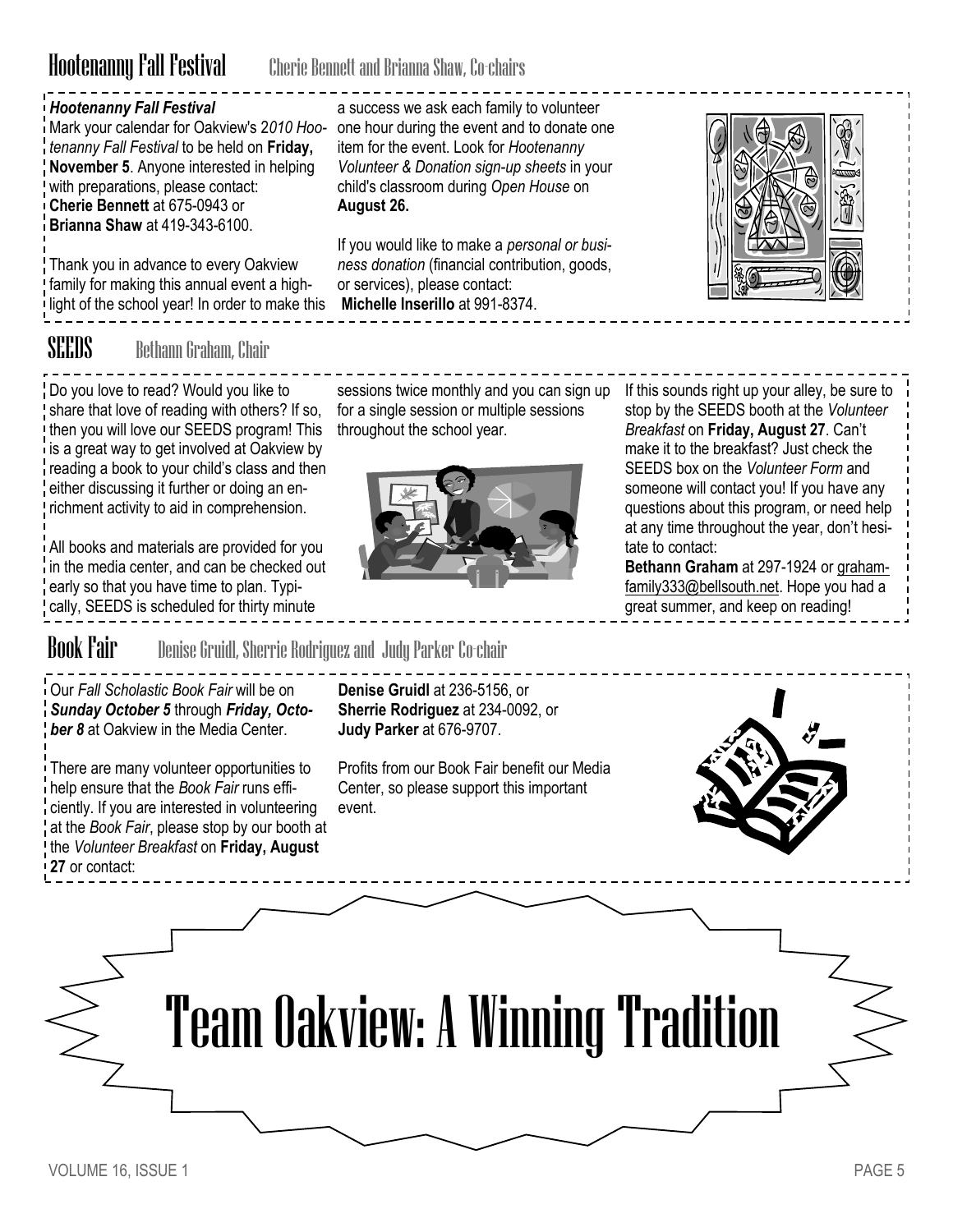## Hootenanny Fall Festival

Cherie Bennett and Brianna Shaw, Co-chairs

***Hootenanny Fall Festival***

Mark your calendar for Oakview's *2010 Hootenanny Fall Festival* to be held on **Friday, November 5**. Anyone interested in helping with preparations, please contact:
**Cherie Bennett** at 675-0943 or
**Brianna Shaw** at 419-343-6100.

Thank you in advance to every Oakview family for making this annual event a highlight of the school year! In order to make this a success we ask each family to volunteer one hour during the event and to donate one item for the event. Look for *Hootenanny Volunteer & Donation sign-up sheets* in your child's classroom during *Open House* on **August 26.**

If you would like to make a *personal or business donation* (financial contribution, goods, or services), please contact:
**Michelle Inserillo** at 991-8374.

## SEEDS

Bethann Graham, Chair

Do you love to read? Would you like to share that love of reading with others? If so, then you will love our SEEDS program! This is a great way to get involved at Oakview by reading a book to your child's class and then either discussing it further or doing an enrichment activity to aid in comprehension.

All books and materials are provided for you in the media center, and can be checked out early so that you have time to plan. Typically, SEEDS is scheduled for thirty minute sessions twice monthly and you can sign up for a single session or multiple sessions throughout the school year.

If this sounds right up your alley, be sure to stop by the SEEDS booth at the *Volunteer Breakfast* on **Friday, August 27**. Can't make it to the breakfast? Just check the SEEDS box on the *Volunteer Form* and someone will contact you! If you have any questions about this program, or need help at any time throughout the year, don't hesitate to contact:
**Bethann Graham** at 297-1924 or grahamfamily333@bellsouth.net. Hope you had a great summer, and keep on reading!

## Book Fair

Denise Gruidl, Sherrie Rodriguez and Judy Parker Co-chair

Our *Fall Scholastic Book Fair* will be on ***Sunday October 5*** through ***Friday, October 8*** at Oakview in the Media Center.

There are many volunteer opportunities to help ensure that the *Book Fair* runs efficiently. If you are interested in volunteering at the *Book Fair*, please stop by our booth at the *Volunteer Breakfast* on **Friday, August 27** or contact:
**Denise Gruidl** at 236-5156, or
**Sherrie Rodriguez** at 234-0092, or
**Judy Parker** at 676-9707.

Profits from our Book Fair benefit our Media Center, so please support this important event.

# Team Oakview: A Winning Tradition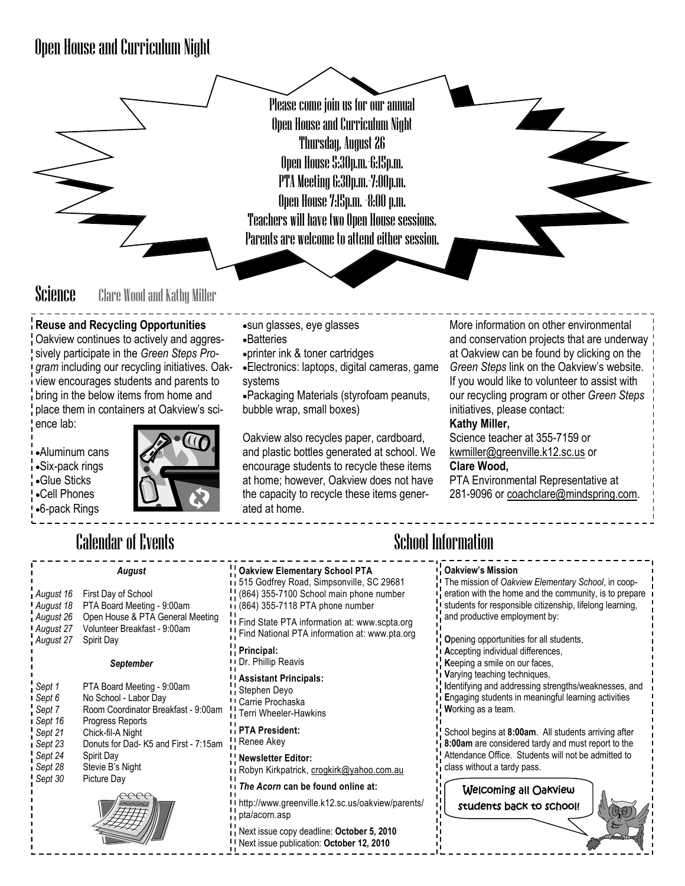# Open House and Curriculum Night

Please come join us for our annual
Open House and Curriculum Night
Thursday, August 26
Open House 5:30p.m.-6:15p.m.
PTA Meeting 6:30p.m.-7:00p.m.
Open House 7:15p.m. -8:00 p.m.
Teachers will have two Open House sessions.
Parents are welcome to attend either session.

## Science — Clare Wood and Kathy Miller

**Reuse and Recycling Opportunities**

Oakview continues to actively and aggressively participate in the *Green Steps Program* including our recycling initiatives. Oakview encourages students and parents to bring in the below items from home and place them in containers at Oakview's science lab:

- Aluminum cans
- Six-pack rings
- Glue Sticks
- Cell Phones
- 6-pack Rings
- sun glasses, eye glasses
- Batteries
- printer ink & toner cartridges
- Electronics: laptops, digital cameras, game systems
- Packaging Materials (styrofoam peanuts, bubble wrap, small boxes)

Oakview also recycles paper, cardboard, and plastic bottles generated at school. We encourage students to recycle these items at home; however, Oakview does not have the capacity to recycle these items generated at home.

More information on other environmental and conservation projects that are underway at Oakview can be found by clicking on the *Green Steps* link on the Oakview's website. If you would like to volunteer to assist with our recycling program or other *Green Steps* initiatives, please contact:

**Kathy Miller,**
Science teacher at 355-7159 or kwmiller@greenville.k12.sc.us or
**Clare Wood,**
PTA Environmental Representative at 281-9096 or coachclare@mindspring.com.

## Calendar of Events

***August***

| | |
|---|---|
| *August 16* | First Day of School |
| *August 18* | PTA Board Meeting - 9:00am |
| *August 26* | Open House & PTA General Meeting |
| *August 27* | Volunteer Breakfast - 9:00am |
| *August 27* | Spirit Day |

***September***

| | |
|---|---|
| *Sept 1* | PTA Board Meeting - 9:00am |
| *Sept 6* | No School - Labor Day |
| *Sept 7* | Room Coordinator Breakfast - 9:00am |
| *Sept 16* | Progress Reports |
| *Sept 21* | Chick-fil-A Night |
| *Sept 23* | Donuts for Dad- K5 and First - 7:15am |
| *Sept 24* | Spirit Day |
| *Sept 28* | Stevie B's Night |
| *Sept 30* | Picture Day |

## School Information

**Oakview Elementary School PTA**
515 Godfrey Road, Simpsonville, SC 29681
(864) 355-7100 School main phone number
(864) 355-7118 PTA phone number

Find State PTA information at: www.scpta.org
Find National PTA information at: www.pta.org

**Principal:**
Dr. Phillip Reavis

**Assistant Principals:**
Stephen Deyo
Carrie Prochaska
Terri Wheeler-Hawkins

**PTA President:**
Renee Akey

**Newsletter Editor:**
Robyn Kirkpatrick, crogkirk@yahoo.com.au

***The Acorn* can be found online at:**
http://www.greenville.k12.sc.us/oakview/parents/pta/acorn.asp

Next issue copy deadline: **October 5, 2010**
Next issue publication: **October 12, 2010**

**Oakview's Mission**

The mission of *Oakview Elementary School*, in cooperation with the home and the community, is to prepare students for responsible citizenship, lifelong learning, and productive employment by:

**O**pening opportunities for all students,
**A**ccepting individual differences,
**K**eeping a smile on our faces,
**V**arying teaching techniques,
**I**dentifying and addressing strengths/weaknesses, and
**E**ngaging students in meaningful learning activities
**W**orking as a team.

School begins at **8:00am**. All students arriving after **8:00am** are considered tardy and must report to the Attendance Office. Students will not be admitted to class without a tardy pass.

Welcoming all Oakview students back to school!